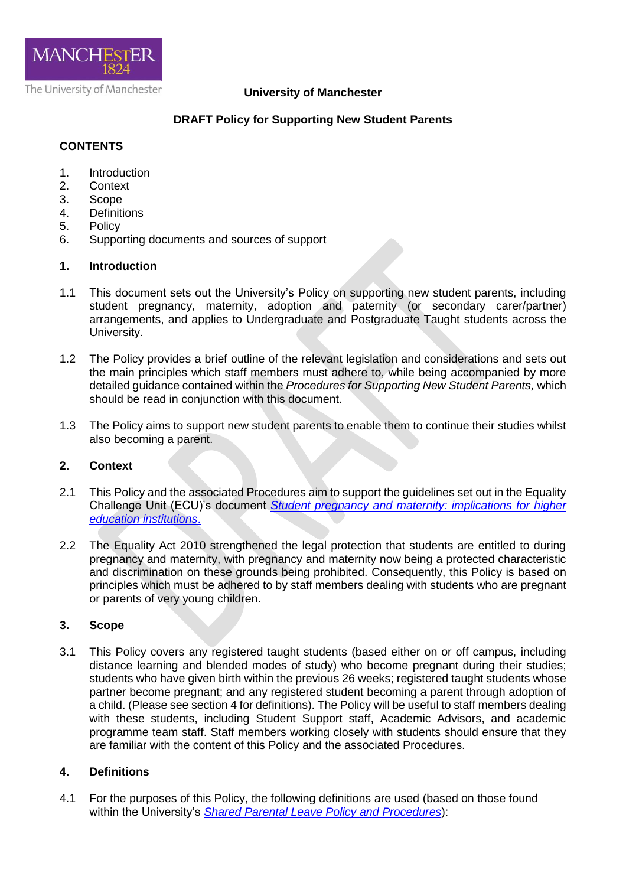University of Manchester

# DRAFT Policy for Supporting New Student Parents

## CONTENTS

1. Introduction
2. Context
3. Scope
4. Definitions
5. Policy
6. Supporting documents and sources of support

## 1. Introduction

1.1 This document sets out the University's Policy on supporting new student parents, including student pregnancy, maternity, adoption and paternity (or secondary carer/partner) arrangements, and applies to Undergraduate and Postgraduate Taught students across the University.

1.2 The Policy provides a brief outline of the relevant legislation and considerations and sets out the main principles which staff members must adhere to, while being accompanied by more detailed guidance contained within the *Procedures for Supporting New Student Parents,* which should be read in conjunction with this document.

1.3 The Policy aims to support new student parents to enable them to continue their studies whilst also becoming a parent.

## 2. Context

2.1 This Policy and the associated Procedures aim to support the guidelines set out in the Equality Challenge Unit (ECU)'s document *[Student pregnancy and maternity: implications for higher education institutions](#)*.

2.2 The Equality Act 2010 strengthened the legal protection that students are entitled to during pregnancy and maternity, with pregnancy and maternity now being a protected characteristic and discrimination on these grounds being prohibited. Consequently, this Policy is based on principles which must be adhered to by staff members dealing with students who are pregnant or parents of very young children.

## 3. Scope

3.1 This Policy covers any registered taught students (based either on or off campus, including distance learning and blended modes of study) who become pregnant during their studies; students who have given birth within the previous 26 weeks; registered taught students whose partner become pregnant; and any registered student becoming a parent through adoption of a child. (Please see section 4 for definitions). The Policy will be useful to staff members dealing with these students, including Student Support staff, Academic Advisors, and academic programme team staff. Staff members working closely with students should ensure that they are familiar with the content of this Policy and the associated Procedures.

## 4. Definitions

4.1 For the purposes of this Policy, the following definitions are used (based on those found within the University's *[Shared Parental Leave Policy and Procedures](#)*):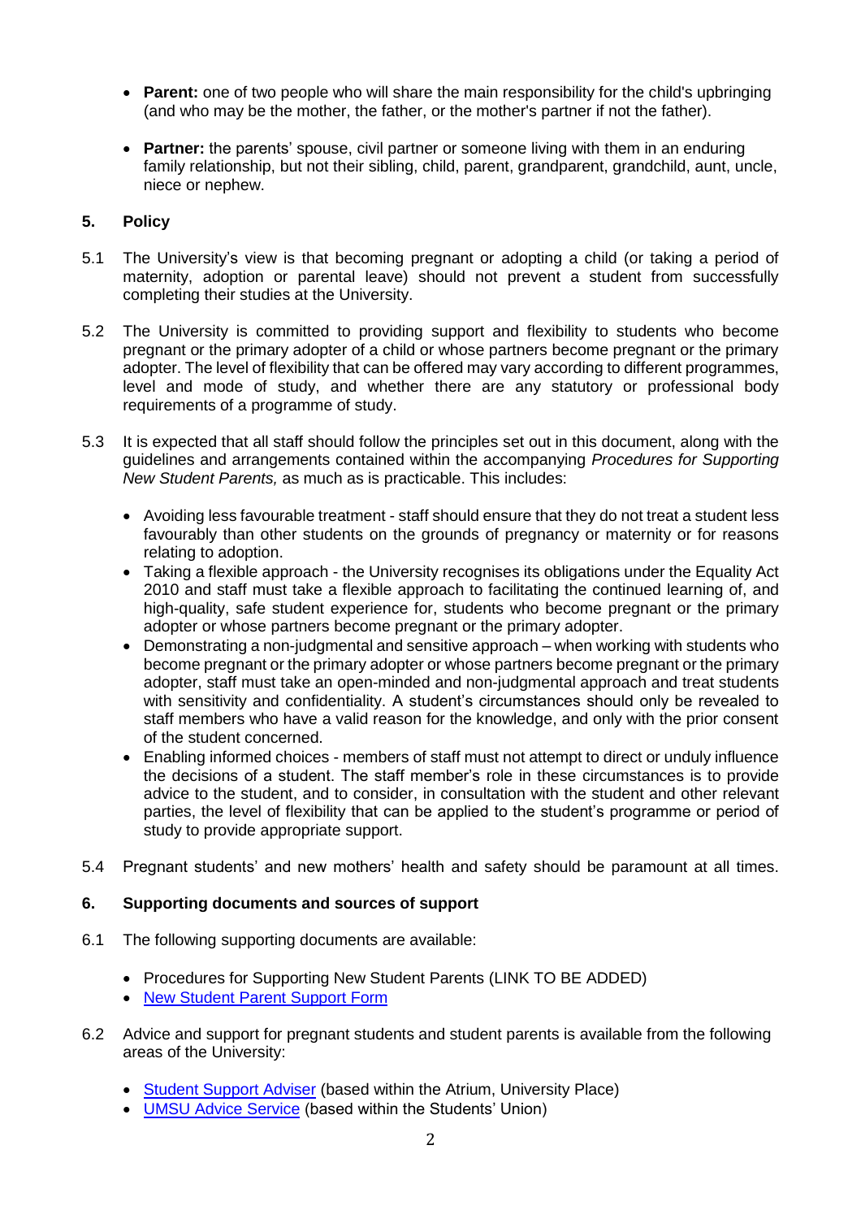- **Parent:** one of two people who will share the main responsibility for the child's upbringing (and who may be the mother, the father, or the mother's partner if not the father).

- **Partner:** the parents' spouse, civil partner or someone living with them in an enduring family relationship, but not their sibling, child, parent, grandparent, grandchild, aunt, uncle, niece or nephew.

## 5. Policy

5.1 The University's view is that becoming pregnant or adopting a child (or taking a period of maternity, adoption or parental leave) should not prevent a student from successfully completing their studies at the University.

5.2 The University is committed to providing support and flexibility to students who become pregnant or the primary adopter of a child or whose partners become pregnant or the primary adopter. The level of flexibility that can be offered may vary according to different programmes, level and mode of study, and whether there are any statutory or professional body requirements of a programme of study.

5.3 It is expected that all staff should follow the principles set out in this document, along with the guidelines and arrangements contained within the accompanying *Procedures for Supporting New Student Parents,* as much as is practicable. This includes:

- Avoiding less favourable treatment - staff should ensure that they do not treat a student less favourably than other students on the grounds of pregnancy or maternity or for reasons relating to adoption.
- Taking a flexible approach - the University recognises its obligations under the Equality Act 2010 and staff must take a flexible approach to facilitating the continued learning of, and high-quality, safe student experience for, students who become pregnant or the primary adopter or whose partners become pregnant or the primary adopter.
- Demonstrating a non-judgmental and sensitive approach – when working with students who become pregnant or the primary adopter or whose partners become pregnant or the primary adopter, staff must take an open-minded and non-judgmental approach and treat students with sensitivity and confidentiality. A student's circumstances should only be revealed to staff members who have a valid reason for the knowledge, and only with the prior consent of the student concerned.
- Enabling informed choices - members of staff must not attempt to direct or unduly influence the decisions of a student. The staff member's role in these circumstances is to provide advice to the student, and to consider, in consultation with the student and other relevant parties, the level of flexibility that can be applied to the student's programme or period of study to provide appropriate support.

5.4 Pregnant students' and new mothers' health and safety should be paramount at all times.

## 6. Supporting documents and sources of support

6.1 The following supporting documents are available:

- Procedures for Supporting New Student Parents (LINK TO BE ADDED)
- New Student Parent Support Form

6.2 Advice and support for pregnant students and student parents is available from the following areas of the University:

- Student Support Adviser (based within the Atrium, University Place)
- UMSU Advice Service (based within the Students' Union)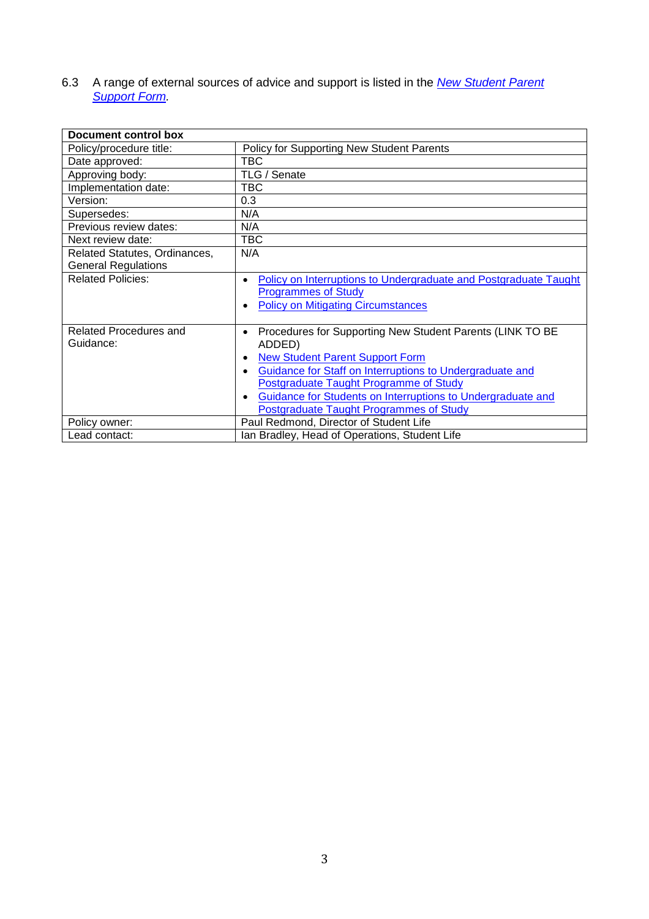6.3 A range of external sources of advice and support is listed in the *New Student Parent Support Form*.

| **Document control box** | |
|---|---|
| Policy/procedure title: | Policy for Supporting New Student Parents |
| Date approved: | TBC |
| Approving body: | TLG / Senate |
| Implementation date: | TBC |
| Version: | 0.3 |
| Supersedes: | N/A |
| Previous review dates: | N/A |
| Next review date: | TBC |
| Related Statutes, Ordinances, General Regulations | N/A |
| Related Policies: | • Policy on Interruptions to Undergraduate and Postgraduate Taught Programmes of Study<br>• Policy on Mitigating Circumstances |
| Related Procedures and Guidance: | • Procedures for Supporting New Student Parents (LINK TO BE ADDED)<br>• New Student Parent Support Form<br>• Guidance for Staff on Interruptions to Undergraduate and Postgraduate Taught Programme of Study<br>• Guidance for Students on Interruptions to Undergraduate and Postgraduate Taught Programmes of Study |
| Policy owner: | Paul Redmond, Director of Student Life |
| Lead contact: | Ian Bradley, Head of Operations, Student Life |